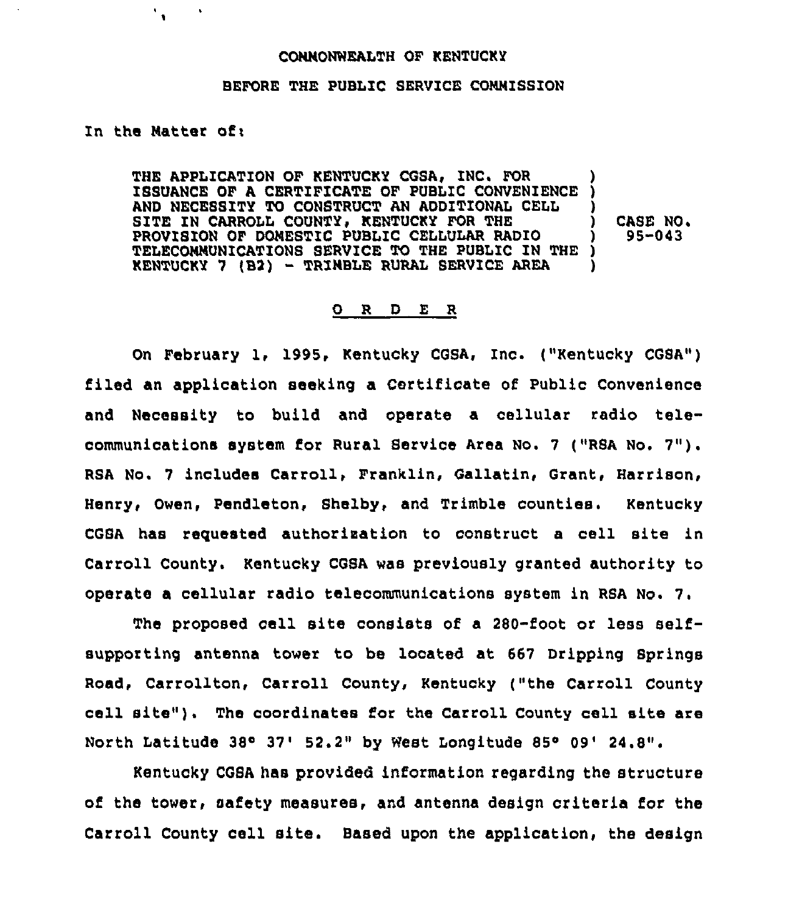COMMONWEALTH OF KENTUCKY

BEFORE THE PUBLIC SERVICE COMMISSION

In the Matter of:

THE APPLICATION OF KENTUCKY CGSA, INC. FOR ISSUANCE OF A CERTIFICATE OF PUBLIC CONVENIENCE AND NECESSITY TO CONSTRUCT AN ADDITIONAL CELL SITE IN CARROLL COUNTY, KENTUCKY FOR THE PROVISION OF DOMESTIC PUBLIC CELLULAR RADIO TELECOMMUNICATIONS SERVICE TO THE PUBLIC IN THE KENTUCKY 7 (B2) - TRIMBLE RURAL SERVICE AREA ) CASE NO. 95-043

O R D E R

On February 1, 1995, Kentucky CGSA, Inc. ("Kentucky CGSA") filed an application seeking a Certificate of Public Convenience and Necessity to build and operate a cellular radio telecommunications system for Rural Service Area No. 7 ("RSA No. 7"). RSA No. 7 includes Carroll, Franklin, Gallatin, Grant, Harrison, Henry, Owen, Pendleton, Shelby, and Trimble counties. Kentucky CGSA has requested authorization to construct a cell site in Carroll County. Kentucky CGSA was previously granted authority to operate a cellular radio telecommunications system in RSA No. 7.

The proposed cell site consists of a 280-foot or less self-supporting antenna tower to be located at 667 Dripping Springs Road, Carrollton, Carroll County, Kentucky ("the Carroll County cell site"). The coordinates for the Carroll County cell site are North Latitude 38° 37' 52.2" by West Longitude 85° 09' 24.8".

Kentucky CGSA has provided information regarding the structure of the tower, safety measures, and antenna design criteria for the Carroll County cell site. Based upon the application, the design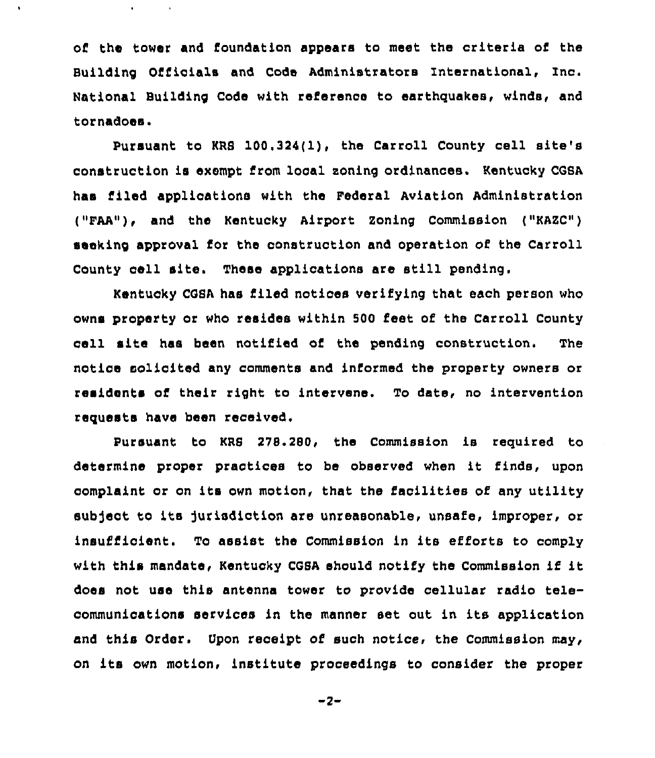of the tower and foundation appears to meet the criteria of the Building Officials and Code Administrators International, Inc. National Building Code with reference to earthquakes, winds, and tornadoes.

Pursuant to KRS 100.324(1), the Carroll County cell site's construction is exempt from local zoning ordinances. Kentucky CGSA has filed applications with the Federal Aviation Administration ("FAA"), and the Kentucky Airport Zoning Commission ("KAZC") seeking approval for the construction and operation of the Carroll County cell site. These applications are still pending.

Kentucky CGSA has filed notices verifying that each person who owns property or who resides within 500 feet of the Carroll County cell site has been notified of the pending construction. The notice solicited any comments and informed the property owners or residents of their right to intervene. To date, no intervention requests have been received.

Pursuant to KRS 278.280, the Commission is required to determine proper practices to be observed when it finds, upon complaint or on its own motion, that the facilities of any utility subject to its jurisdiction are unreasonable, unsafe, improper, or insufficient. To assist the Commission in its efforts to comply with this mandate, Kentucky CGSA should notify the Commission if it does not use this antenna tower to provide cellular radio telecommunications services in the manner set out in its application and this Order. Upon receipt of such notice, the Commission may, on its own motion, institute proceedings to consider the proper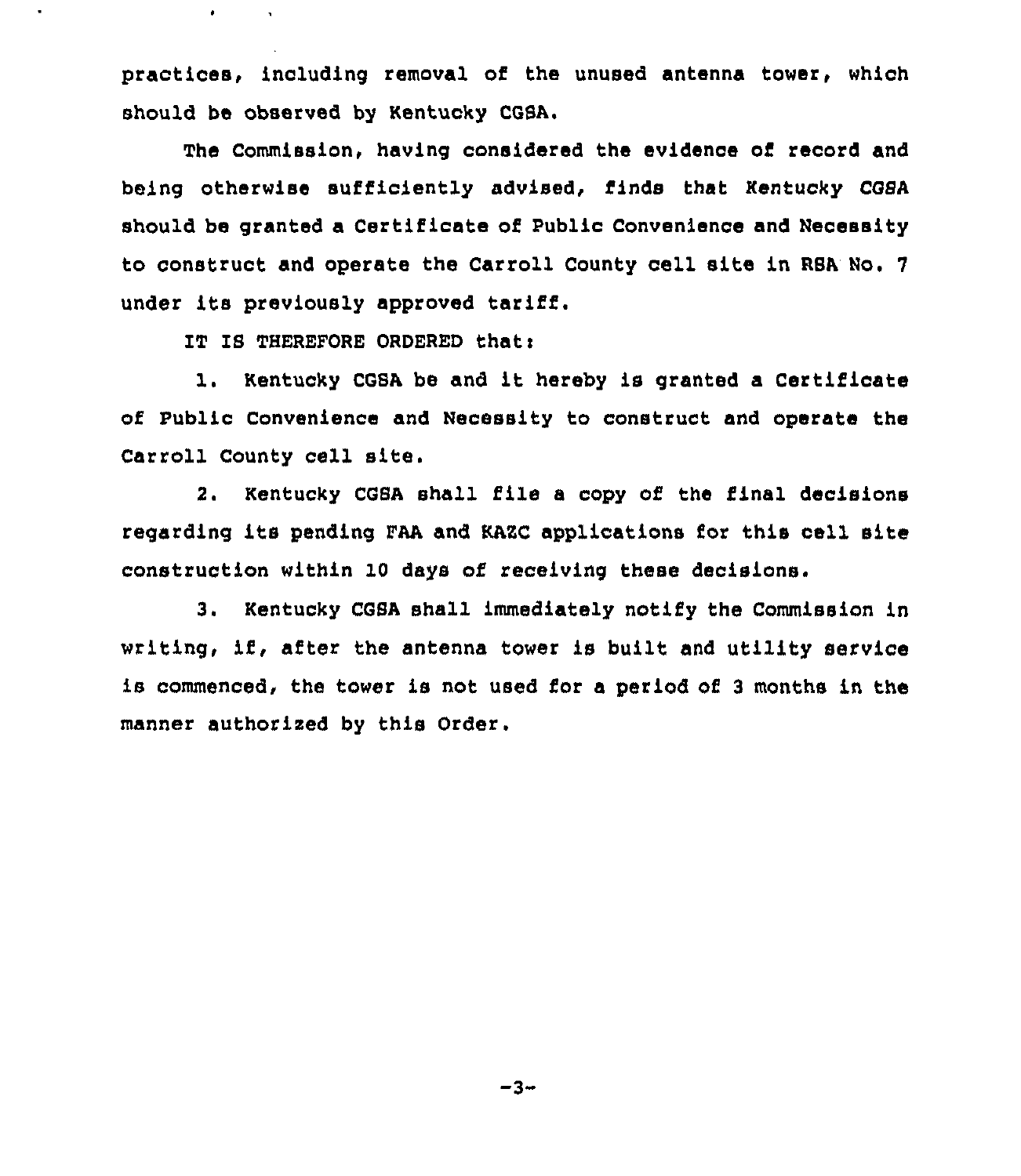practices, including removal of the unused antenna tower, which should be observed by Kentucky CGSA.

The Commission, having considered the evidence of record and being otherwise sufficiently advised, finds that Kentucky CGSA should be granted a Certificate of Public Convenience and Necessity to construct and operate the Carroll County cell site in RSA No. 7 under its previously approved tariff.

IT IS THEREFORE ORDERED that:

1. Kentucky CGSA be and it hereby is granted a Certificate of Public Convenience and Necessity to construct and operate the Carroll County cell site.

2. Kentucky CGSA shall file a copy of the final decisions regarding its pending FAA and KAZC applications for this cell site construction within 10 days of receiving these decisions.

3. Kentucky CGSA shall immediately notify the Commission in writing, if, after the antenna tower is built and utility service is commenced, the tower is not used for a period of 3 months in the manner authorized by this Order.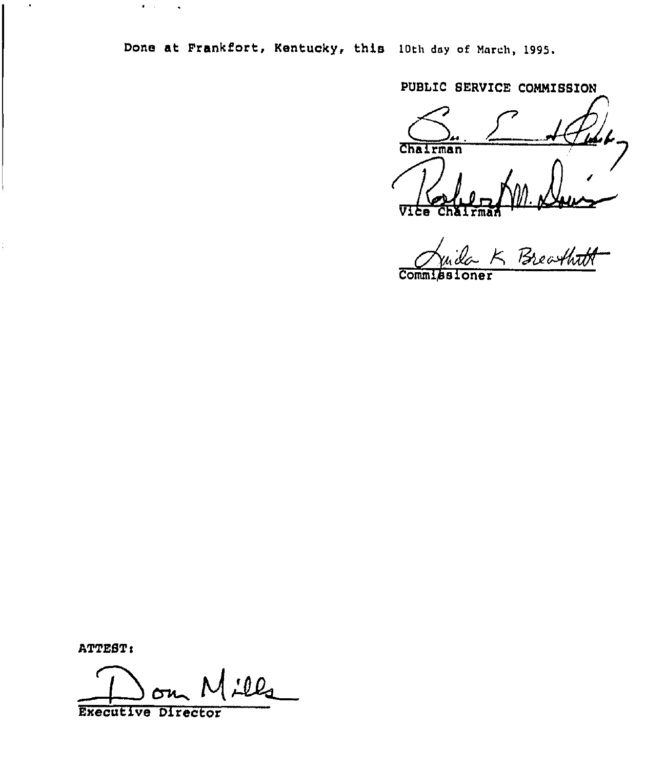Done at Frankfort, Kentucky, this 10th day of March, 1995.

PUBLIC SERVICE COMMISSION

Chairman

Vice Chairman

Commissioner

ATTEST:

Executive Director